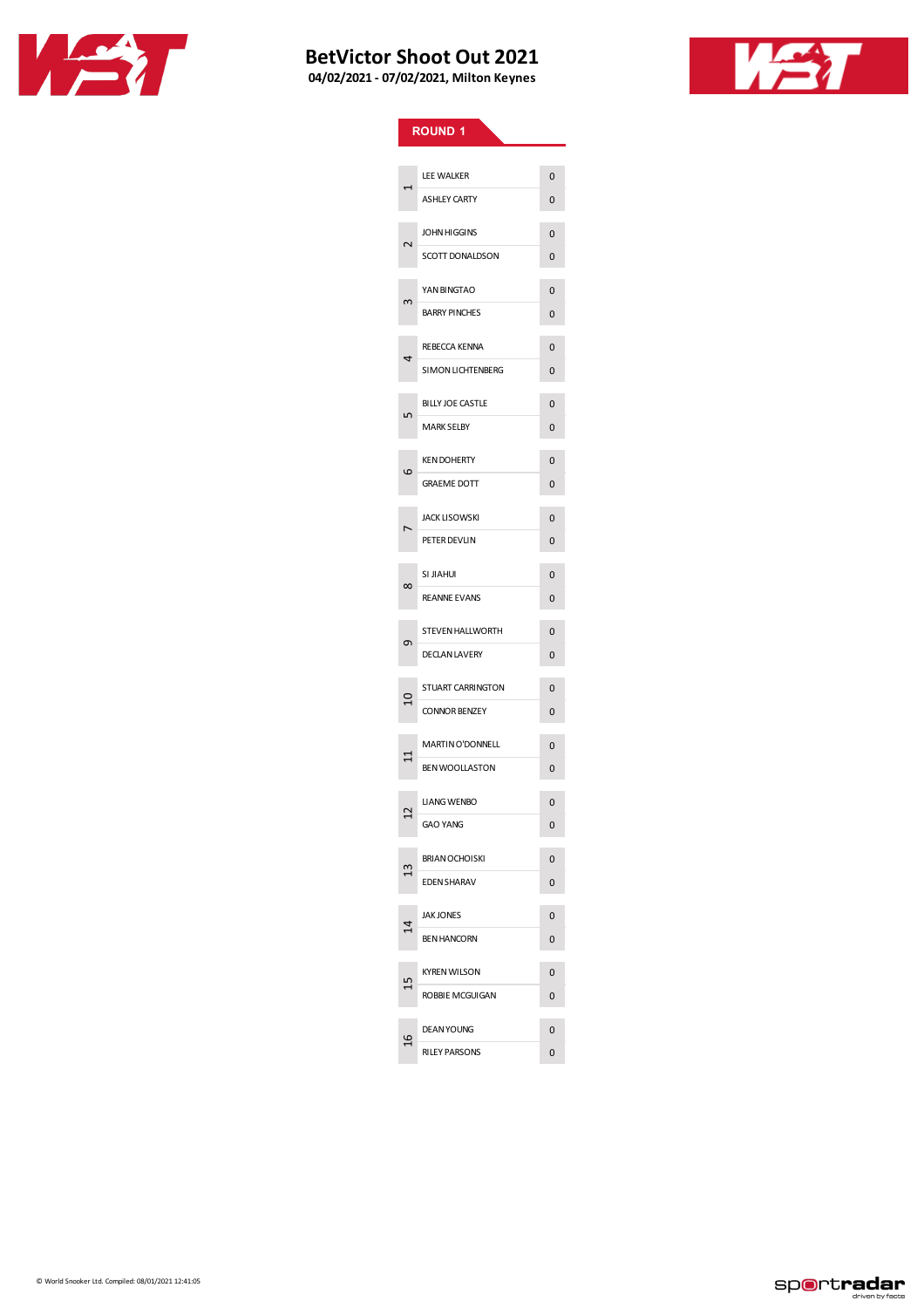# BetVictor Shoot Out 2021

**04/02/2021 - 07/02/2021, Milton Keynes**

## ROUND 1

| Match | Player | Score |
|---|---|---|
| 1 | LEE WALKER | 0 |
| | ASHLEY CARTY | 0 |
| 2 | JOHN HIGGINS | 0 |
| | SCOTT DONALDSON | 0 |
| 3 | YAN BINGTAO | 0 |
| | BARRY PINCHES | 0 |
| 4 | REBECCA KENNA | 0 |
| | SIMON LICHTENBERG | 0 |
| 5 | BILLY JOE CASTLE | 0 |
| | MARK SELBY | 0 |
| 6 | KEN DOHERTY | 0 |
| | GRAEME DOTT | 0 |
| 7 | JACK LISOWSKI | 0 |
| | PETER DEVLIN | 0 |
| 8 | SI JIAHUI | 0 |
| | REANNE EVANS | 0 |
| 9 | STEVEN HALLWORTH | 0 |
| | DECLAN LAVERY | 0 |
| 10 | STUART CARRINGTON | 0 |
| | CONNOR BENZEY | 0 |
| 11 | MARTIN O'DONNELL | 0 |
| | BEN WOOLLASTON | 0 |
| 12 | LIANG WENBO | 0 |
| | GAO YANG | 0 |
| 13 | BRIAN OCHOISKI | 0 |
| | EDEN SHARAV | 0 |
| 14 | JAK JONES | 0 |
| | BEN HANCORN | 0 |
| 15 | KYREN WILSON | 0 |
| | ROBBIE MCGUIGAN | 0 |
| 16 | DEAN YOUNG | 0 |
| | RILEY PARSONS | 0 |

© World Snooker Ltd. Compiled: 08/01/2021 12:41:05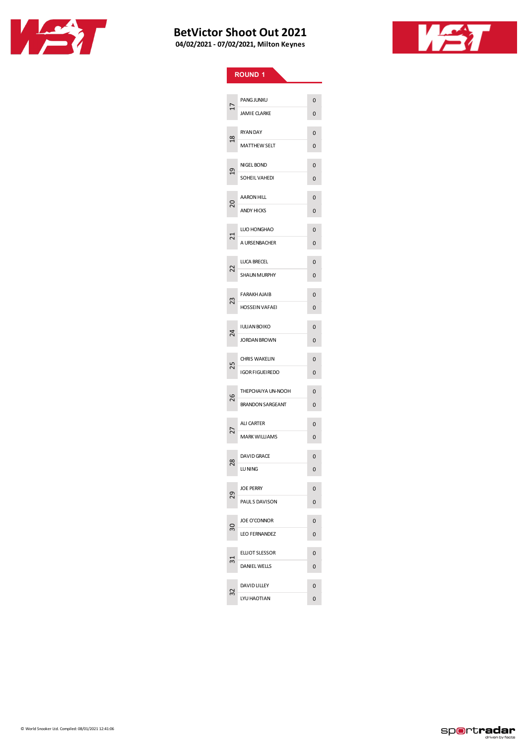# BetVictor Shoot Out 2021

**04/02/2021 - 07/02/2021, Milton Keynes**

## ROUND 1

| Match | Player | Score |
|---|---|---|
| 17 | PANG JUNXU | 0 |
| | JAMIE CLARKE | 0 |
| 18 | RYAN DAY | 0 |
| | MATTHEW SELT | 0 |
| 19 | NIGEL BOND | 0 |
| | SOHEIL VAHEDI | 0 |
| 20 | AARON HILL | 0 |
| | ANDY HICKS | 0 |
| 21 | LUO HONGHAO | 0 |
| | A URSENBACHER | 0 |
| 22 | LUCA BRECEL | 0 |
| | SHAUN MURPHY | 0 |
| 23 | FARAKH AJAIB | 0 |
| | HOSSEIN VAFAEI | 0 |
| 24 | IULIAN BOIKO | 0 |
| | JORDAN BROWN | 0 |
| 25 | CHRIS WAKELIN | 0 |
| | IGOR FIGUEIREDO | 0 |
| 26 | THEPCHAIYA UN-NOOH | 0 |
| | BRANDON SARGEANT | 0 |
| 27 | ALI CARTER | 0 |
| | MARK WILLIAMS | 0 |
| 28 | DAVID GRACE | 0 |
| | LU NING | 0 |
| 29 | JOE PERRY | 0 |
| | PAUL S DAVISON | 0 |
| 30 | JOE O'CONNOR | 0 |
| | LEO FERNANDEZ | 0 |
| 31 | ELLIOT SLESSOR | 0 |
| | DANIEL WELLS | 0 |
| 32 | DAVID LILLEY | 0 |
| | LYU HAOTIAN | 0 |

© World Snooker Ltd. Compiled: 08/01/2021 12:41:06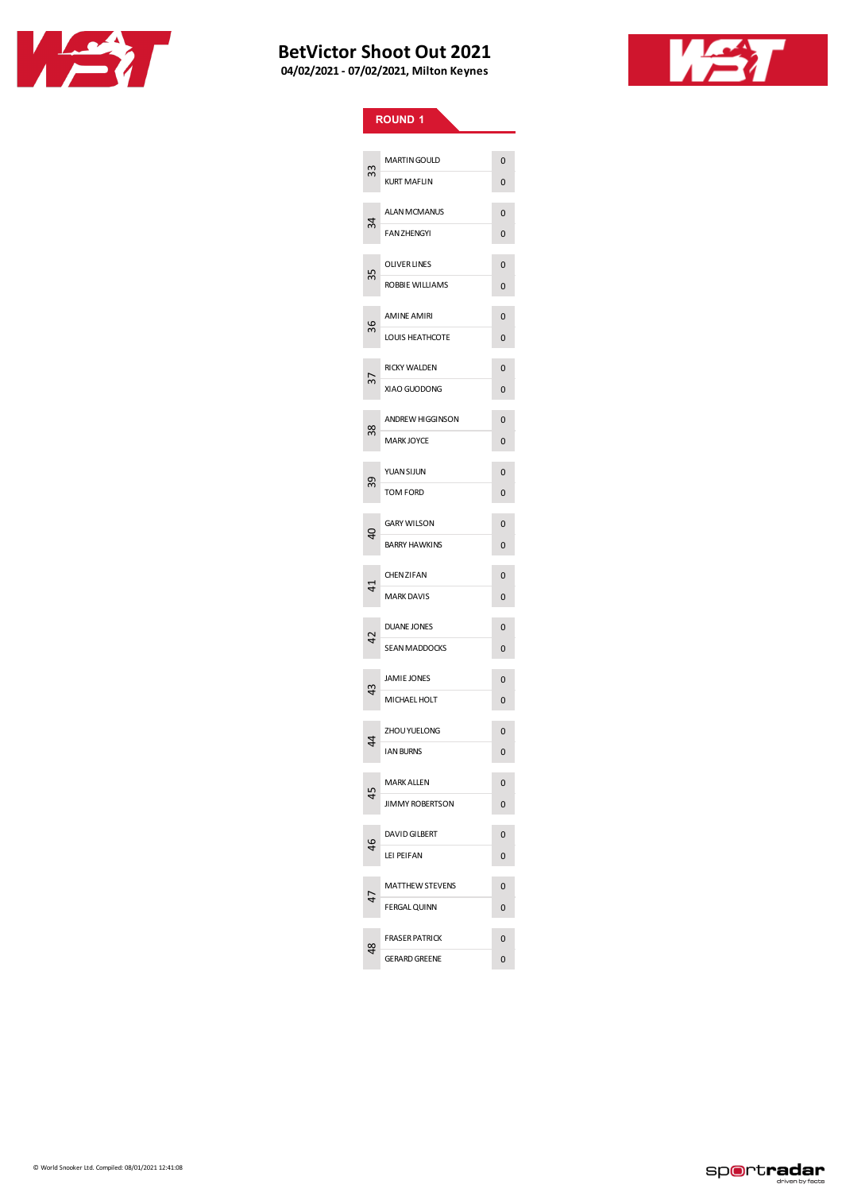# BetVictor Shoot Out 2021

**04/02/2021 - 07/02/2021, Milton Keynes**

## ROUND 1

| Match | Player | Score |
|---|---|---|
| 33 | MARTIN GOULD | 0 |
| | KURT MAFLIN | 0 |
| 34 | ALAN MCMANUS | 0 |
| | FAN ZHENGYI | 0 |
| 35 | OLIVER LINES | 0 |
| | ROBBIE WILLIAMS | 0 |
| 36 | AMINE AMIRI | 0 |
| | LOUIS HEATHCOTE | 0 |
| 37 | RICKY WALDEN | 0 |
| | XIAO GUODONG | 0 |
| 38 | ANDREW HIGGINSON | 0 |
| | MARK JOYCE | 0 |
| 39 | YUAN SIJUN | 0 |
| | TOM FORD | 0 |
| 40 | GARY WILSON | 0 |
| | BARRY HAWKINS | 0 |
| 41 | CHEN ZIFAN | 0 |
| | MARK DAVIS | 0 |
| 42 | DUANE JONES | 0 |
| | SEAN MADDOCKS | 0 |
| 43 | JAMIE JONES | 0 |
| | MICHAEL HOLT | 0 |
| 44 | ZHOU YUELONG | 0 |
| | IAN BURNS | 0 |
| 45 | MARK ALLEN | 0 |
| | JIMMY ROBERTSON | 0 |
| 46 | DAVID GILBERT | 0 |
| | LEI PEIFAN | 0 |
| 47 | MATTHEW STEVENS | 0 |
| | FERGAL QUINN | 0 |
| 48 | FRASER PATRICK | 0 |
| | GERARD GREENE | 0 |

© World Snooker Ltd. Compiled: 08/01/2021 12:41:08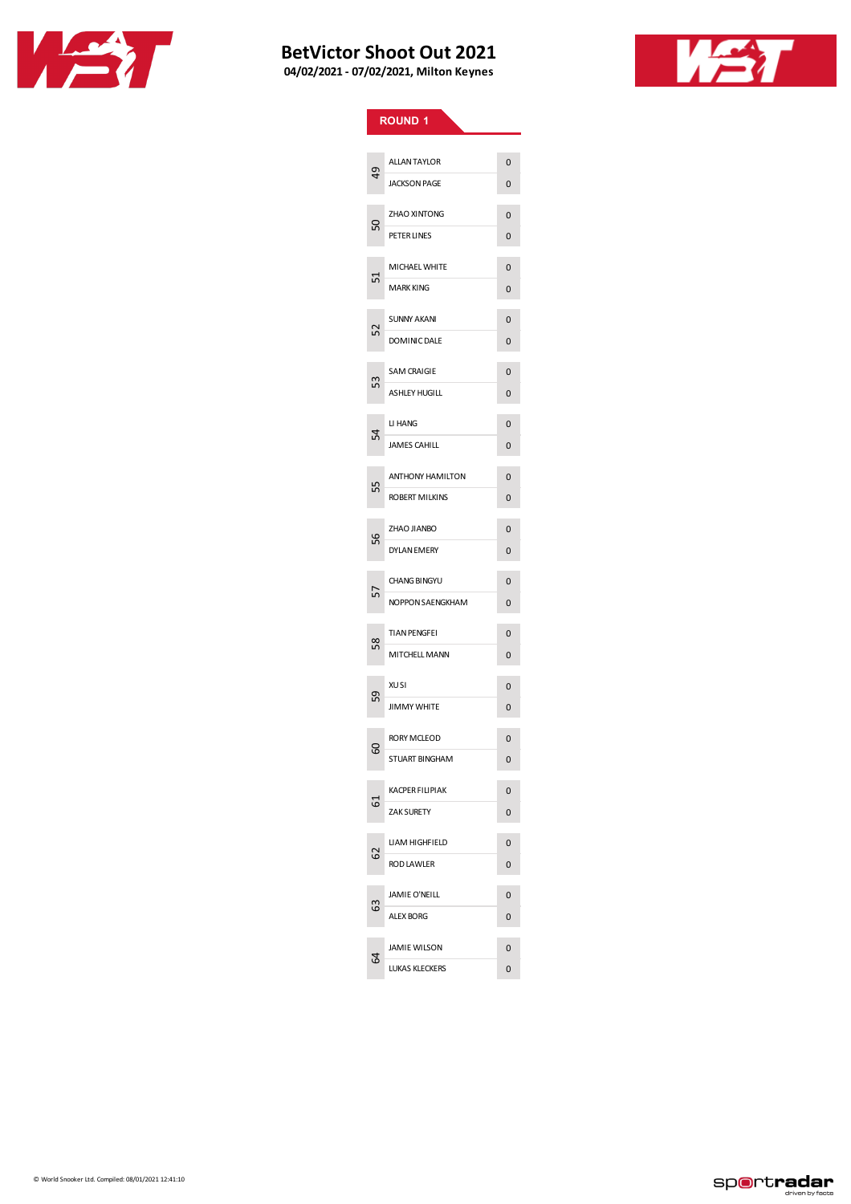# BetVictor Shoot Out 2021

**04/02/2021 - 07/02/2021, Milton Keynes**

## ROUND 1

| Match | Player | Score |
|---|---|---|
| 49 | ALLAN TAYLOR | 0 |
| | JACKSON PAGE | 0 |
| 50 | ZHAO XINTONG | 0 |
| | PETER LINES | 0 |
| 51 | MICHAEL WHITE | 0 |
| | MARK KING | 0 |
| 52 | SUNNY AKANI | 0 |
| | DOMINIC DALE | 0 |
| 53 | SAM CRAIGIE | 0 |
| | ASHLEY HUGILL | 0 |
| 54 | LI HANG | 0 |
| | JAMES CAHILL | 0 |
| 55 | ANTHONY HAMILTON | 0 |
| | ROBERT MILKINS | 0 |
| 56 | ZHAO JIANBO | 0 |
| | DYLAN EMERY | 0 |
| 57 | CHANG BINGYU | 0 |
| | NOPPON SAENGKHAM | 0 |
| 58 | TIAN PENGFEI | 0 |
| | MITCHELL MANN | 0 |
| 59 | XU SI | 0 |
| | JIMMY WHITE | 0 |
| 60 | RORY MCLEOD | 0 |
| | STUART BINGHAM | 0 |
| 61 | KACPER FILIPIAK | 0 |
| | ZAK SURETY | 0 |
| 62 | LIAM HIGHFIELD | 0 |
| | ROD LAWLER | 0 |
| 63 | JAMIE O'NEILL | 0 |
| | ALEX BORG | 0 |
| 64 | JAMIE WILSON | 0 |
| | LUKAS KLECKERS | 0 |

© World Snooker Ltd. Compiled: 08/01/2021 12:41:10